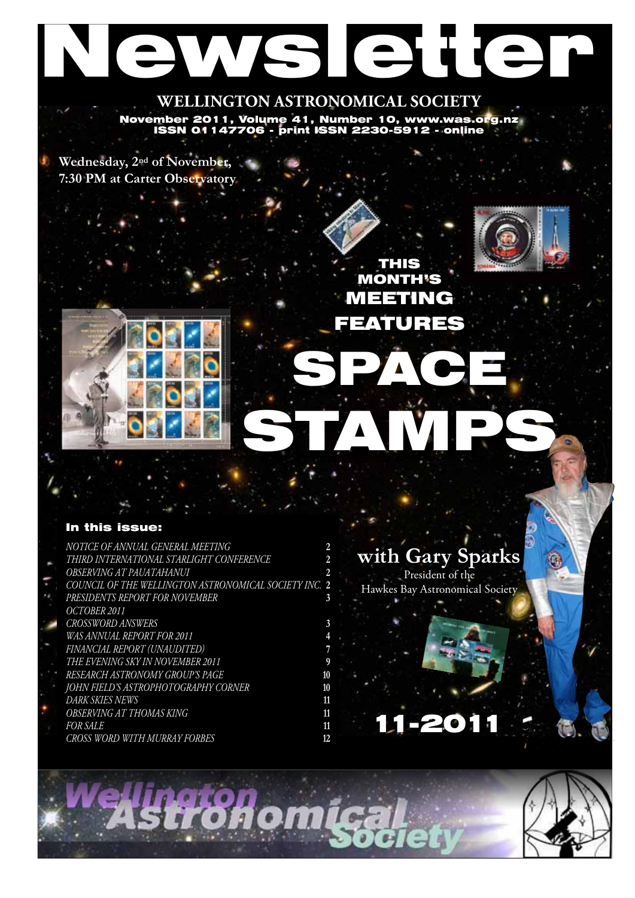# Newsletter

## WELLINGTON ASTRONOMICAL SOCIETY

**November 2011, Volume 41, Number 10, www.was.org.nz**
**ISSN 01147706 - print ISSN 2230-5912 - online**

**Wednesday, 2nd of November,**
**7:30 PM at Carter Observatory**

## THIS MONTH'S MEETING FEATURES

# SPACE STAMPS

## with Gary Sparks

President of the Hawkes Bay Astronomical Society

**11-2011**

### In this issue:

| | |
|---|---|
| *NOTICE OF ANNUAL GENERAL MEETING* | 2 |
| *THIRD INTERNATIONAL STARLIGHT CONFERENCE* | 2 |
| *OBSERVING AT PAUATAHANUI* | 2 |
| *COUNCIL OF THE WELLINGTON ASTRONOMICAL SOCIETY INC.* | 2 |
| *PRESIDENTS REPORT FOR NOVEMBER* | 3 |
| *OCTOBER 2011* | |
| *CROSSWORD ANSWERS* | 3 |
| *WAS ANNUAL REPORT FOR 2011* | 4 |
| *FINANCIAL REPORT (UNAUDITED)* | 7 |
| *THE EVENING SKY IN NOVEMBER 2011* | 9 |
| *RESEARCH ASTRONOMY GROUP'S PAGE* | 10 |
| *JOHN FIELD'S ASTROPHOTOGRAPHY CORNER* | 10 |
| *DARK SKIES NEWS* | 11 |
| *OBSERVING AT THOMAS KING* | 11 |
| *FOR SALE* | 11 |
| *CROSS WORD WITH MURRAY FORBES* | 12 |

Wellington Astronomical Society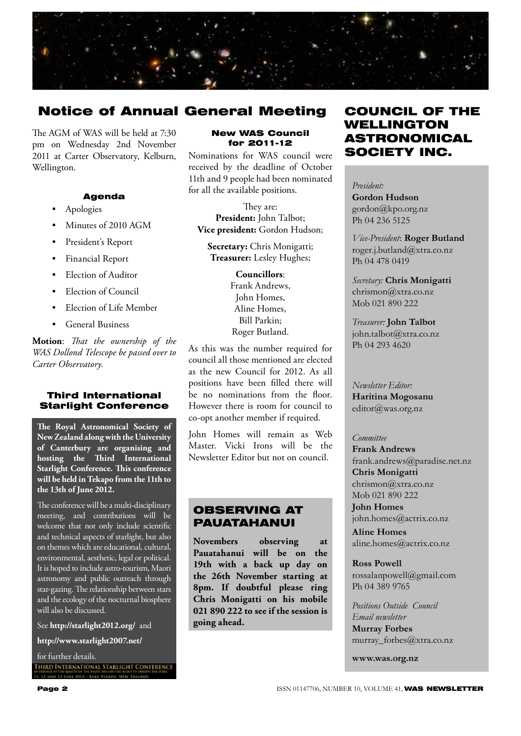# Notice of Annual General Meeting

The AGM of WAS will be held at 7:30 pm on Wednesday 2nd November 2011 at Carter Observatory, Kelburn, Wellington.

### Agenda

- Apologies
- Minutes of 2010 AGM
- President's Report
- Financial Report
- Election of Auditor
- Election of Council
- Election of Life Member
- General Business

**Motion**: *That the ownership of the WAS Dollond Telescope be passed over to Carter Observatory.*

### Third International Starlight Conference

**The Royal Astronomical Society of New Zealand along with the University of Canterbury are organising and hosting the Third International Starlight Conference. This conference will be held in Tekapo from the 11th to the 13th of June 2012.**

The conference will be a multi-disciplinary meeting, and contributions will be welcome that not only include scientific and technical aspects of starlight, but also on themes which are educational, cultural, environmental, aesthetic, legal or political. It is hoped to include astro-tourism, Maori astronomy and public outreach through star-gazing. The relationship between stars and the ecology of the nocturnal biosphere will also be discussed.

See **http://starlight2012.org/** and

**http://www.starlight2007.net/**

for further details.

THIRD INTERNATIONAL STARLIGHT CONFERENCE
IN DEFENCE OF THE QUALITY OF THE NIGHT SKY AND THE RIGHT TO OBSERVE THE STARS
11, 12 AND 13 JUNE 2012 - LAKE TEKAPO, NEW ZEALAND

### New WAS Council for 2011-12

Nominations for WAS council were received by the deadline of October 11th and 9 people had been nominated for all the available positions.

They are:
**President:** John Talbot;
**Vice president:** Gordon Hudson;

**Secretary:** Chris Monigatti;
**Treasurer:** Lesley Hughes;

**Councillors**:
Frank Andrews,
John Homes,
Aline Homes,
Bill Parkin;
Roger Butland.

As this was the number required for council all those mentioned are elected as the new Council for 2012. As all positions have been filled there will be no nominations from the floor. However there is room for council to co-opt another member if required.

John Homes will remain as Web Master. Vicki Irons will be the Newsletter Editor but not on council.

## Observing at Pauatahanui

**Novembers observing at Pauatahanui will be on the 19th with a back up day on the 26th November starting at 8pm. If doubtful please ring Chris Monigatti on his mobile 021 890 222 to see if the session is going ahead.**

## Council of the Wellington Astronomical Society Inc.

*President:*
**Gordon Hudson**
gordon@kpo.org.nz
Ph 04 236 5125

*Vice-President*: **Roger Butland**
roger.j.butland@xtra.co.nz
Ph 04 478 0419

*Secretary:* **Chris Monigatti**
chrismon@xtra.co.nz
Mob 021 890 222

*Treasurer:* **John Talbot**
john.talbot@xtra.co.nz
Ph 04 293 4620

*Newsletter Editor:*
**Haritina Mogosanu**
editor@was.org.nz

*Committee*
**Frank Andrews**
frank.andrews@paradise.net.nz
**Chris Monigatti**
chrismon@xtra.co.nz
Mob 021 890 222
**John Homes**
john.homes@actrix.co.nz
**Aline Homes**
aline.homes@actrix.co.nz

**Ross Powell**
rossalanpowell@gmail.com
Ph 04 389 9765

*Positions Outside Council*
*Email newsletter*
**Murray Forbes**
murray_forbes@xtra.co.nz

**www.was.org.nz**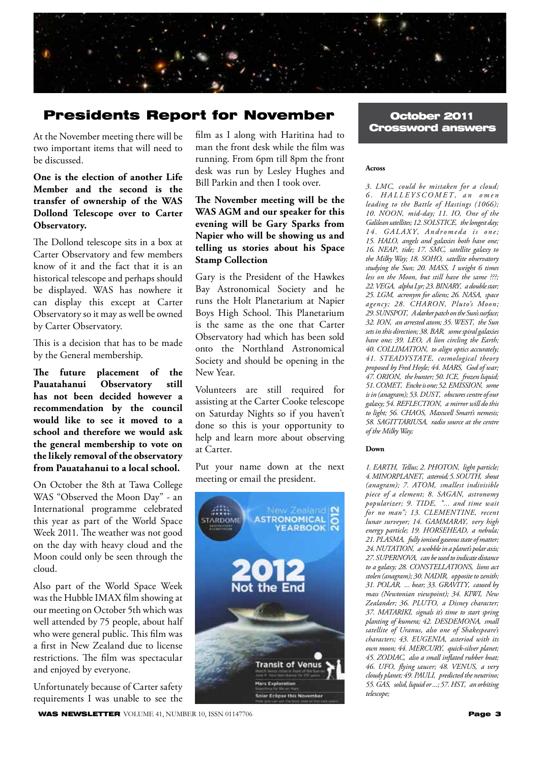## Presidents Report for November

At the November meeting there will be two important items that will need to be discussed.

**One is the election of another Life Member and the second is the transfer of ownership of the WAS Dollond Telescope over to Carter Observatory.**

The Dollond telescope sits in a box at Carter Observatory and few members know of it and the fact that it is an historical telescope and perhaps should be displayed. WAS has nowhere it can display this except at Carter Observatory so it may as well be owned by Carter Observatory.

This is a decision that has to be made by the General membership.

**The future placement of the Pauatahanui Observatory still has not been decided however a recommendation by the council would like to see it moved to a school and therefore we would ask the general membership to vote on the likely removal of the observatory from Pauatahanui to a local school.**

On October the 8th at Tawa College WAS "Observed the Moon Day" - an International programme celebrated this year as part of the World Space Week 2011. The weather was not good on the day with heavy cloud and the Moon could only be seen through the cloud.

Also part of the World Space Week was the Hubble IMAX film showing at our meeting on October 5th which was well attended by 75 people, about half who were general public. This film was a first in New Zealand due to license restrictions. The film was spectacular and enjoyed by everyone.

Unfortunately because of Carter safety requirements I was unable to see the film as I along with Haritina had to man the front desk while the film was running. From 6pm till 8pm the front desk was run by Lesley Hughes and Bill Parkin and then I took over.

**The November meeting will be the WAS AGM and our speaker for this evening will be Gary Sparks from Napier who will be showing us and telling us stories about his Space Stamp Collection**

Gary is the President of the Hawkes Bay Astronomical Society and he runs the Holt Planetarium at Napier Boys High School. This Planetarium is the same as the one that Carter Observatory had which has been sold onto the Northland Astronomical Society and should be opening in the New Year.

Volunteers are still required for assisting at the Carter Cooke telescope on Saturday Nights so if you haven't done so this is your opportunity to help and learn more about observing at Carter.

Put your name down at the next meeting or email the president.

## October 2011 Crossword answers

**Across**

*3. LMC, could be mistaken for a cloud; 6. HALLEYSCOMET, an omen leading to the Battle of Hastings (1066); 10. NOON, mid-day; 11. IO, One of the Galilean satellites; 12. SOLSTICE, the longest day; 14. GALAXY, Andromeda is one; 15. HALO, angels and galaxies both have one; 16. NEAP, tide; 17. SMC, satellite galaxy to the Milky Way; 18. SOHO, satellite observatory studying the Sun; 20. MASS, I weight 6 times less on the Moon, but still have the same ???; 22. VEGA, alpha Lyr; 23. BINARY, a double star; 25. LGM, acronym for aliens; 26. NASA, space agency; 28. CHARON, Pluto's Moon; 29. SUNSPOT, A darker patch on the Sun's surface; 32. ION, an arrested atom; 35. WEST, the Sun sets in this direction; 38. BAR, some spiral galaxies have one; 39. LEO, A lion circling the Earth; 40. COLLIMATION, to align optics accurately; 41. STEADYSTATE, cosmological theory proposed by Fred Hoyle; 44. MARS, God of war; 47. ORION, the hunter; 50. ICE, frozen liquid; 51. COMET, Encke is one; 52. EMISSION, some is in (anagram); 53. DUST, obscures centre of our galaxy; 54. REFLECTION, a mirror will do this to light; 56. CHAOS, Maxwell Smart's nemesis; 58. SAGITTARIUSA, radio source at the centre of the Milky Way;*

**Down**

*1. EARTH, Tellus; 2. PHOTON, light particle; 4. MINORPLANET, asteroid; 5. SOUTH, shout (anagram); 7. ATOM, smallest indivisible piece of a element; 8. SAGAN, astronomy popularizer; 9. TIDE, "... and time wait for no man"; 13. CLEMENTINE, recent lunar surveyor; 14. GAMMARAY, very high energy particle; 19. HORSEHEAD, a nebula; 21. PLASMA, fully ionised gaseous state of matter; 24. NUTATION, a wobble in a planet's polar axis; 27. SUPERNOVA, can be used to indicate distance to a galaxy; 28. CONSTELLATIONS, lions act stolen (anagram); 30. NADIR, opposite to zenith; 31. POLAR, ... bear; 33. GRAVITY, caused by mass (Newtonian viewpoint); 34. KIWI, New Zealander; 36. PLUTO, a Disney character; 37. MATARIKI, signals it's time to start spring planting of kumera; 42. DESDEMONA, small satellite of Uranus, also one of Shakespeare's characters; 43. EUGENIA, asteroid with its own moon; 44. MERCURY, quick-silver planet; 45. ZODIAC, also a small inflated rubber boat; 46. UFO, flying saucer; 48. VENUS, a very cloudy planet; 49. PAULI, predicted the neutrino; 55. GAS, solid, liquid or ...; 57. HST, an orbiting telescope;*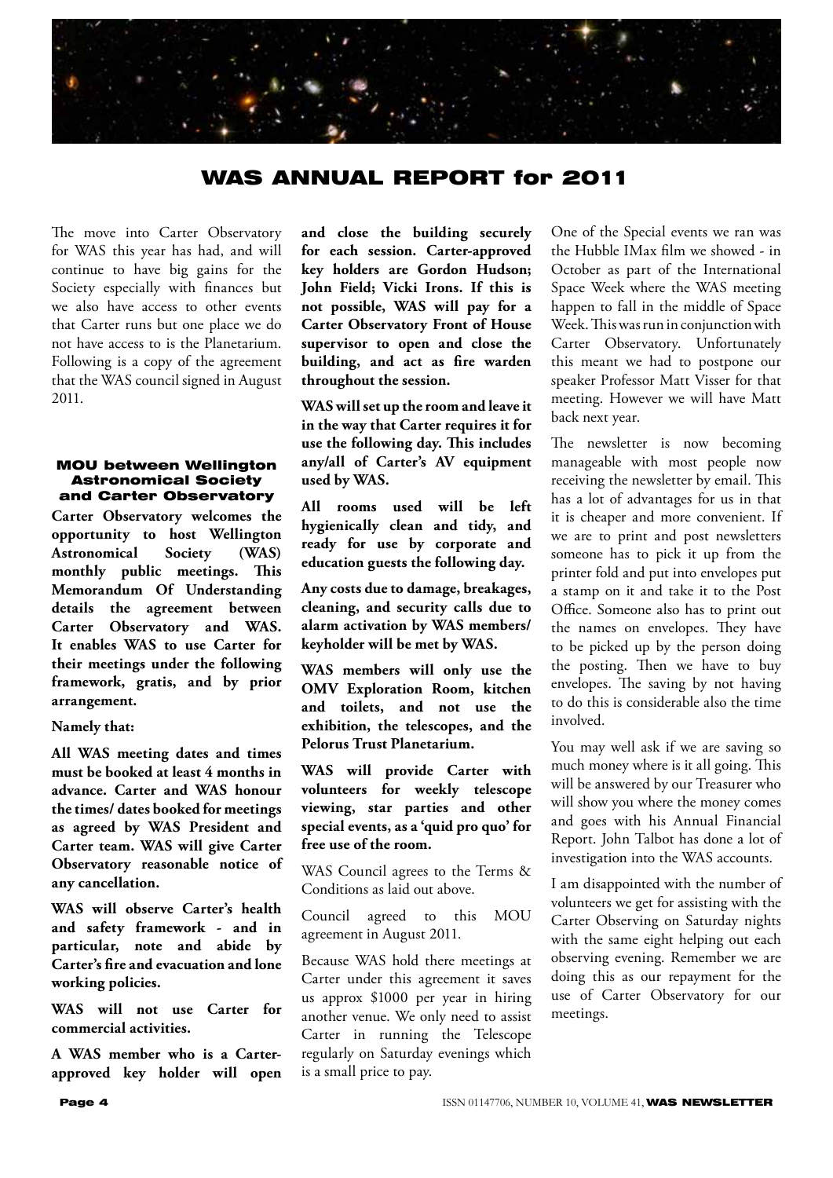# WAS ANNUAL REPORT for 2011

The move into Carter Observatory for WAS this year has had, and will continue to have big gains for the Society especially with finances but we also have access to other events that Carter runs but one place we do not have access to is the Planetarium. Following is a copy of the agreement that the WAS council signed in August 2011.

#### MOU between Wellington Astronomical Society and Carter Observatory

**Carter Observatory welcomes the opportunity to host Wellington Astronomical Society (WAS) monthly public meetings. This Memorandum Of Understanding details the agreement between Carter Observatory and WAS. It enables WAS to use Carter for their meetings under the following framework, gratis, and by prior arrangement.**

**Namely that:**

**All WAS meeting dates and times must be booked at least 4 months in advance. Carter and WAS honour the times/ dates booked for meetings as agreed by WAS President and Carter team. WAS will give Carter Observatory reasonable notice of any cancellation.**

**WAS will observe Carter's health and safety framework - and in particular, note and abide by Carter's fire and evacuation and lone working policies.**

**WAS will not use Carter for commercial activities.**

**A WAS member who is a Carter-approved key holder will open and close the building securely for each session. Carter-approved key holders are Gordon Hudson; John Field; Vicki Irons. If this is not possible, WAS will pay for a Carter Observatory Front of House supervisor to open and close the building, and act as fire warden throughout the session.**

**WAS will set up the room and leave it in the way that Carter requires it for use the following day. This includes any/all of Carter's AV equipment used by WAS.**

**All rooms used will be left hygienically clean and tidy, and ready for use by corporate and education guests the following day.**

**Any costs due to damage, breakages, cleaning, and security calls due to alarm activation by WAS members/ keyholder will be met by WAS.**

**WAS members will only use the OMV Exploration Room, kitchen and toilets, and not use the exhibition, the telescopes, and the Pelorus Trust Planetarium.**

**WAS will provide Carter with volunteers for weekly telescope viewing, star parties and other special events, as a 'quid pro quo' for free use of the room.**

WAS Council agrees to the Terms & Conditions as laid out above.

Council agreed to this MOU agreement in August 2011.

Because WAS hold there meetings at Carter under this agreement it saves us approx $1000 per year in hiring another venue. We only need to assist Carter in running the Telescope regularly on Saturday evenings which is a small price to pay.

One of the Special events we ran was the Hubble IMax film we showed - in October as part of the International Space Week where the WAS meeting happen to fall in the middle of Space Week. This was run in conjunction with Carter Observatory. Unfortunately this meant we had to postpone our speaker Professor Matt Visser for that meeting. However we will have Matt back next year.

The newsletter is now becoming manageable with most people now receiving the newsletter by email. This has a lot of advantages for us in that it is cheaper and more convenient. If we are to print and post newsletters someone has to pick it up from the printer fold and put into envelopes put a stamp on it and take it to the Post Office. Someone also has to print out the names on envelopes. They have to be picked up by the person doing the posting. Then we have to buy envelopes. The saving by not having to do this is considerable also the time involved.

You may well ask if we are saving so much money where is it all going. This will be answered by our Treasurer who will show you where the money comes and goes with his Annual Financial Report. John Talbot has done a lot of investigation into the WAS accounts.

I am disappointed with the number of volunteers we get for assisting with the Carter Observing on Saturday nights with the same eight helping out each observing evening. Remember we are doing this as our repayment for the use of Carter Observatory for our meetings.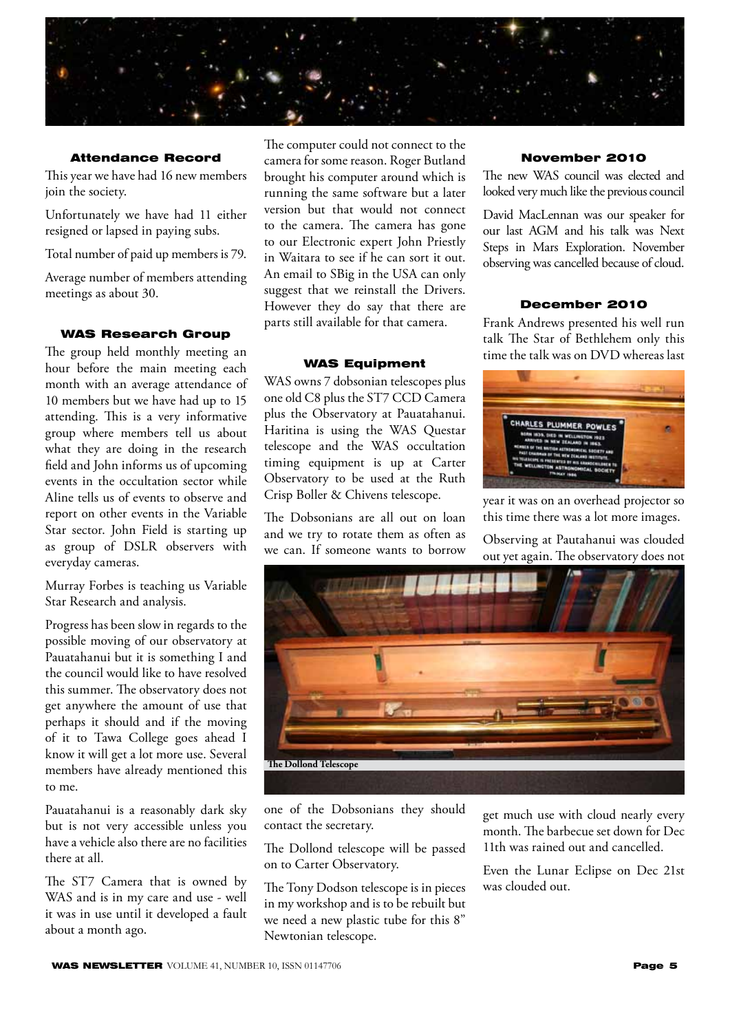### Attendance Record

This year we have had 16 new members join the society.

Unfortunately we have had 11 either resigned or lapsed in paying subs.

Total number of paid up members is 79.

Average number of members attending meetings as about 30.

### WAS Research Group

The group held monthly meeting an hour before the main meeting each month with an average attendance of 10 members but we have had up to 15 attending. This is a very informative group where members tell us about what they are doing in the research field and John informs us of upcoming events in the occultation sector while Aline tells us of events to observe and report on other events in the Variable Star sector. John Field is starting up as group of DSLR observers with everyday cameras.

Murray Forbes is teaching us Variable Star Research and analysis.

Progress has been slow in regards to the possible moving of our observatory at Pauatahanui but it is something I and the council would like to have resolved this summer. The observatory does not get anywhere the amount of use that perhaps it should and if the moving of it to Tawa College goes ahead I know it will get a lot more use. Several members have already mentioned this to me.

Pauatahanui is a reasonably dark sky but is not very accessible unless you have a vehicle also there are no facilities there at all.

The ST7 Camera that is owned by WAS and is in my care and use - well it was in use until it developed a fault about a month ago.

The computer could not connect to the camera for some reason. Roger Butland brought his computer around which is running the same software but a later version but that would not connect to the camera. The camera has gone to our Electronic expert John Priestly in Waitara to see if he can sort it out. An email to SBig in the USA can only suggest that we reinstall the Drivers. However they do say that there are parts still available for that camera.

### WAS Equipment

WAS owns 7 dobsonian telescopes plus one old C8 plus the ST7 CCD Camera plus the Observatory at Pauatahanui. Haritina is using the WAS Questar telescope and the WAS occultation timing equipment is up at Carter Observatory to be used at the Ruth Crisp Boller & Chivens telescope.

The Dobsonians are all out on loan and we try to rotate them as often as we can. If someone wants to borrow one of the Dobsonians they should contact the secretary.

The Dollond telescope will be passed on to Carter Observatory.

The Tony Dodson telescope is in pieces in my workshop and is to be rebuilt but we need a new plastic tube for this 8" Newtonian telescope.

**The Dollond Telescope**

### November 2010

The new WAS council was elected and looked very much like the previous council

David MacLennan was our speaker for our last AGM and his talk was Next Steps in Mars Exploration. November observing was cancelled because of cloud.

### December 2010

Frank Andrews presented his well run talk The Star of Bethlehem only this time the talk was on DVD whereas last year it was on an overhead projector so this time there was a lot more images.

Observing at Pautahanui was clouded out yet again. The observatory does not get much use with cloud nearly every month. The barbecue set down for Dec 11th was rained out and cancelled.

Even the Lunar Eclipse on Dec 21st was clouded out.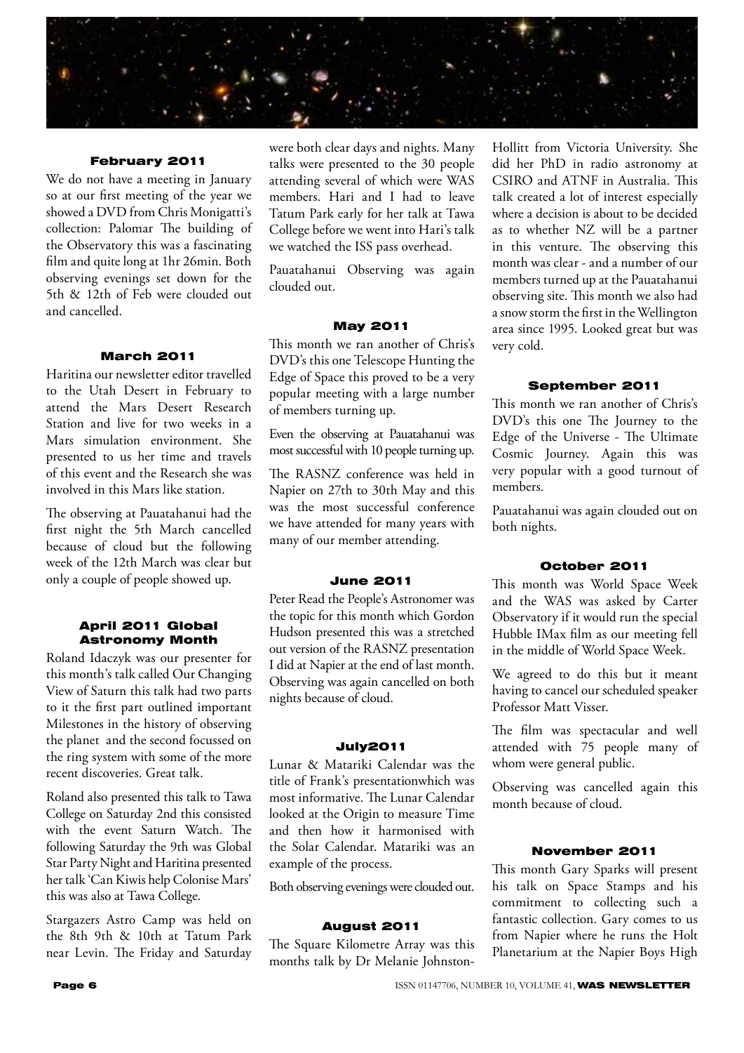### February 2011

We do not have a meeting in January so at our first meeting of the year we showed a DVD from Chris Monigatti's collection: Palomar The building of the Observatory this was a fascinating film and quite long at 1hr 26min. Both observing evenings set down for the 5th & 12th of Feb were clouded out and cancelled.

### March 2011

Haritina our newsletter editor travelled to the Utah Desert in February to attend the Mars Desert Research Station and live for two weeks in a Mars simulation environment. She presented to us her time and travels of this event and the Research she was involved in this Mars like station.

The observing at Pauatahanui had the first night the 5th March cancelled because of cloud but the following week of the 12th March was clear but only a couple of people showed up.

### April 2011 Global Astronomy Month

Roland Idaczyk was our presenter for this month's talk called Our Changing View of Saturn this talk had two parts to it the first part outlined important Milestones in the history of observing the planet and the second focussed on the ring system with some of the more recent discoveries. Great talk.

Roland also presented this talk to Tawa College on Saturday 2nd this consisted with the event Saturn Watch. The following Saturday the 9th was Global Star Party Night and Haritina presented her talk 'Can Kiwis help Colonise Mars' this was also at Tawa College.

Stargazers Astro Camp was held on the 8th 9th & 10th at Tatum Park near Levin. The Friday and Saturday were both clear days and nights. Many talks were presented to the 30 people attending several of which were WAS members. Hari and I had to leave Tatum Park early for her talk at Tawa College before we went into Hari's talk we watched the ISS pass overhead.

Pauatahanui Observing was again clouded out.

### May 2011

This month we ran another of Chris's DVD's this one Telescope Hunting the Edge of Space this proved to be a very popular meeting with a large number of members turning up.

Even the observing at Pauatahanui was most successful with 10 people turning up.

The RASNZ conference was held in Napier on 27th to 30th May and this was the most successful conference we have attended for many years with many of our member attending.

### June 2011

Peter Read the People's Astronomer was the topic for this month which Gordon Hudson presented this was a stretched out version of the RASNZ presentation I did at Napier at the end of last month. Observing was again cancelled on both nights because of cloud.

### July2011

Lunar & Matariki Calendar was the title of Frank's presentationwhich was most informative. The Lunar Calendar looked at the Origin to measure Time and then how it harmonised with the Solar Calendar. Matariki was an example of the process.

Both observing evenings were clouded out.

### August 2011

The Square Kilometre Array was this months talk by Dr Melanie Johnston-Hollitt from Victoria University. She did her PhD in radio astronomy at CSIRO and ATNF in Australia. This talk created a lot of interest especially where a decision is about to be decided as to whether NZ will be a partner in this venture. The observing this month was clear - and a number of our members turned up at the Pauatahanui observing site. This month we also had a snow storm the first in the Wellington area since 1995. Looked great but was very cold.

### September 2011

This month we ran another of Chris's DVD's this one The Journey to the Edge of the Universe - The Ultimate Cosmic Journey. Again this was very popular with a good turnout of members.

Pauatahanui was again clouded out on both nights.

### October 2011

This month was World Space Week and the WAS was asked by Carter Observatory if it would run the special Hubble IMax film as our meeting fell in the middle of World Space Week.

We agreed to do this but it meant having to cancel our scheduled speaker Professor Matt Visser.

The film was spectacular and well attended with 75 people many of whom were general public.

Observing was cancelled again this month because of cloud.

### November 2011

This month Gary Sparks will present his talk on Space Stamps and his commitment to collecting such a fantastic collection. Gary comes to us from Napier where he runs the Holt Planetarium at the Napier Boys High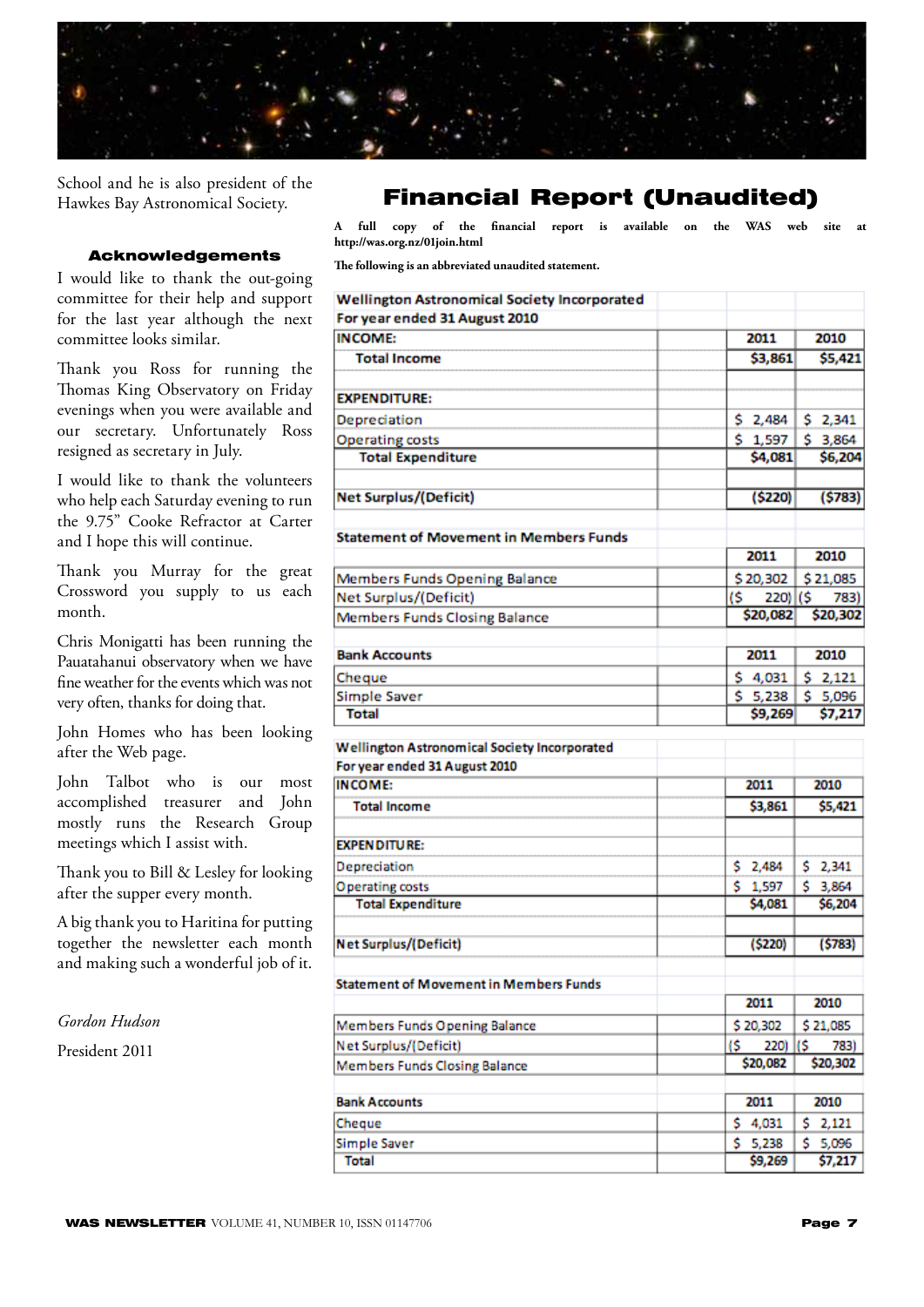School and he is also president of the Hawkes Bay Astronomical Society.

### Acknowledgements

I would like to thank the out-going committee for their help and support for the last year although the next committee looks similar.

Thank you Ross for running the Thomas King Observatory on Friday evenings when you were available and our secretary. Unfortunately Ross resigned as secretary in July.

I would like to thank the volunteers who help each Saturday evening to run the 9.75" Cooke Refractor at Carter and I hope this will continue.

Thank you Murray for the great Crossword you supply to us each month.

Chris Monigatti has been running the Pauatahanui observatory when we have fine weather for the events which was not very often, thanks for doing that.

John Homes who has been looking after the Web page.

John Talbot who is our most accomplished treasurer and John mostly runs the Research Group meetings which I assist with.

Thank you to Bill & Lesley for looking after the supper every month.

A big thank you to Haritina for putting together the newsletter each month and making such a wonderful job of it.

*Gordon Hudson*

President 2011

# Financial Report (Unaudited)

**A full copy of the financial report is available on the WAS web site at http://was.org.nz/01join.html**

**The following is an abbreviated unaudited statement.**

| Wellington Astronomical Society Incorporated | | |
|---|---|---|
| For year ended 31 August 2010 | | |
| **INCOME:** | **2011** | **2010** |
| **Total Income** | **$3,861** | **$5,421** |
| | | |
| **EXPENDITURE:** | | |
| Depreciation | $ 2,484 | $ 2,341 |
| Operating costs | $ 1,597 | $ 3,864 |
| **Total Expenditure** | **$4,081** | **$6,204** |
| | | |
| **Net Surplus/(Deficit)** | **($220)** | **($783)** |
| | | |
| **Statement of Movement in Members Funds** | | |
| | **2011** | **2010** |
| Members Funds Opening Balance | $ 20,302 | $ 21,085 |
| Net Surplus/(Deficit) | ($ 220) | ($ 783) |
| Members Funds Closing Balance | **$20,082** | **$20,302** |
| | | |
| **Bank Accounts** | **2011** | **2010** |
| Cheque | $ 4,031 | $ 2,121 |
| Simple Saver | $ 5,238 | $ 5,096 |
| **Total** | **$9,269** | **$7,217** |

| Wellington Astronomical Society Incorporated | | |
|---|---|---|
| For year ended 31 August 2010 | | |
| **INCOME:** | **2011** | **2010** |
| **Total Income** | **$3,861** | **$5,421** |
| | | |
| **EXPENDITURE:** | | |
| Depreciation | $ 2,484 | $ 2,341 |
| Operating costs | $ 1,597 | $ 3,864 |
| **Total Expenditure** | **$4,081** | **$6,204** |
| | | |
| **Net Surplus/(Deficit)** | **($220)** | **($783)** |
| | | |
| **Statement of Movement in Members Funds** | | |
| | **2011** | **2010** |
| Members Funds Opening Balance | $ 20,302 | $ 21,085 |
| Net Surplus/(Deficit) | ($ 220) | ($ 783) |
| Members Funds Closing Balance | **$20,082** | **$20,302** |
| | | |
| **Bank Accounts** | **2011** | **2010** |
| Cheque | $ 4,031 | $ 2,121 |
| Simple Saver | $ 5,238 | $ 5,096 |
| **Total** | **$9,269** | **$7,217** |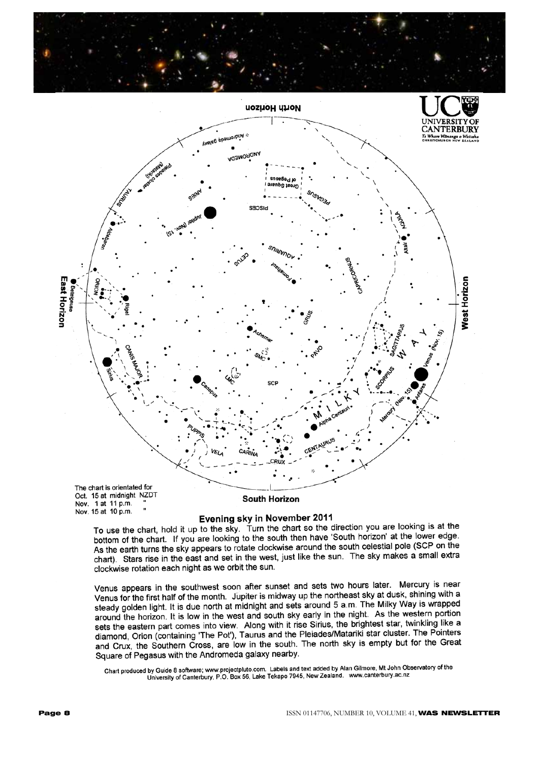The chart is orientated for
Oct. 15 at midnight NZDT
Nov. 1 at 11 p.m. "
Nov. 15 at 10 p.m. "

South Horizon

## Evening sky in November 2011

To use the chart, hold it up to the sky. Turn the chart so the direction you are looking is at the bottom of the chart. If you are looking to the south then have 'South horizon' at the lower edge. As the earth turns the sky appears to rotate clockwise around the south celestial pole (SCP on the chart). Stars rise in the east and set in the west, just like the sun. The sky makes a small extra clockwise rotation each night as we orbit the sun.

Venus appears in the southwest soon after sunset and sets two hours later. Mercury is near Venus for the first half of the month. Jupiter is midway up the northeast sky at dusk, shining with a steady golden light. It is due north at midnight and sets around 5 a.m. The Milky Way is wrapped around the horizon. It is low in the west and south sky early in the night. As the western portion sets the eastern part comes into view. Along with it rise Sirius, the brightest star, twinkling like a diamond, Orion (containing 'The Pot'), Taurus and the Pleiades/Matariki star cluster. The Pointers and Crux, the Southern Cross, are low in the south. The north sky is empty but for the Great Square of Pegasus with the Andromeda galaxy nearby.

Chart produced by Guide 8 software; www.projectpluto.com. Labels and text added by Alan Gilmore, Mt John Observatory of the University of Canterbury, P.O. Box 56, Lake Tekapo 7945, New Zealand. www.canterbury.ac.nz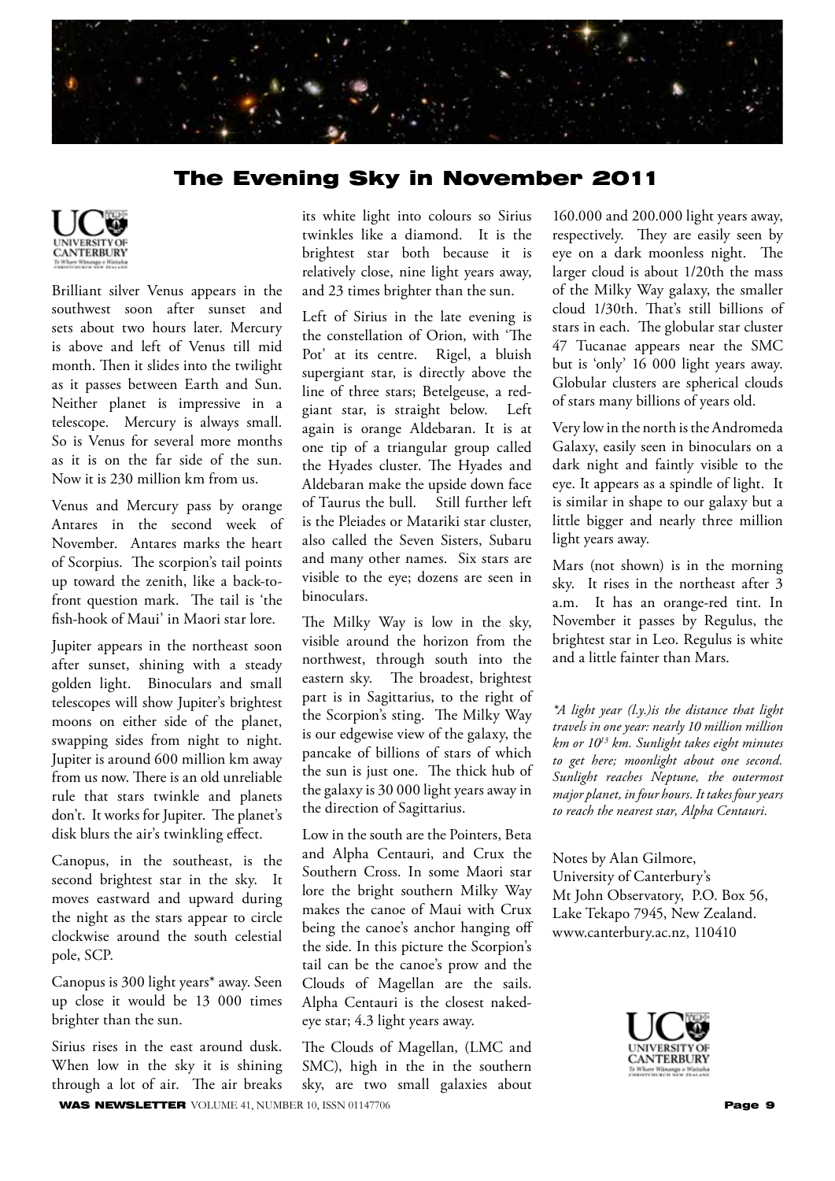# The Evening Sky in November 2011

Brilliant silver Venus appears in the southwest soon after sunset and sets about two hours later. Mercury is above and left of Venus till mid month. Then it slides into the twilight as it passes between Earth and Sun. Neither planet is impressive in a telescope. Mercury is always small. So is Venus for several more months as it is on the far side of the sun. Now it is 230 million km from us.

Venus and Mercury pass by orange Antares in the second week of November. Antares marks the heart of Scorpius. The scorpion's tail points up toward the zenith, like a back-to-front question mark. The tail is 'the fish-hook of Maui' in Maori star lore.

Jupiter appears in the northeast soon after sunset, shining with a steady golden light. Binoculars and small telescopes will show Jupiter's brightest moons on either side of the planet, swapping sides from night to night. Jupiter is around 600 million km away from us now. There is an old unreliable rule that stars twinkle and planets don't. It works for Jupiter. The planet's disk blurs the air's twinkling effect.

Canopus, in the southeast, is the second brightest star in the sky. It moves eastward and upward during the night as the stars appear to circle clockwise around the south celestial pole, SCP.

Canopus is 300 light years* away. Seen up close it would be 13 000 times brighter than the sun.

Sirius rises in the east around dusk. When low in the sky it is shining through a lot of air. The air breaks its white light into colours so Sirius twinkles like a diamond. It is the brightest star both because it is relatively close, nine light years away, and 23 times brighter than the sun.

Left of Sirius in the late evening is the constellation of Orion, with 'The Pot' at its centre. Rigel, a bluish supergiant star, is directly above the line of three stars; Betelgeuse, a red-giant star, is straight below. Left again is orange Aldebaran. It is at one tip of a triangular group called the Hyades cluster. The Hyades and Aldebaran make the upside down face of Taurus the bull. Still further left is the Pleiades or Matariki star cluster, also called the Seven Sisters, Subaru and many other names. Six stars are visible to the eye; dozens are seen in binoculars.

The Milky Way is low in the sky, visible around the horizon from the northwest, through south into the eastern sky. The broadest, brightest part is in Sagittarius, to the right of the Scorpion's sting. The Milky Way is our edgewise view of the galaxy, the pancake of billions of stars of which the sun is just one. The thick hub of the galaxy is 30 000 light years away in the direction of Sagittarius.

Low in the south are the Pointers, Beta and Alpha Centauri, and Crux the Southern Cross. In some Maori star lore the bright southern Milky Way makes the canoe of Maui with Crux being the canoe's anchor hanging off the side. In this picture the Scorpion's tail can be the canoe's prow and the Clouds of Magellan are the sails. Alpha Centauri is the closest naked-eye star; 4.3 light years away.

The Clouds of Magellan, (LMC and SMC), high in the in the southern sky, are two small galaxies about 160.000 and 200.000 light years away, respectively. They are easily seen by eye on a dark moonless night. The larger cloud is about 1/20th the mass of the Milky Way galaxy, the smaller cloud 1/30th. That's still billions of stars in each. The globular star cluster 47 Tucanae appears near the SMC but is 'only' 16 000 light years away. Globular clusters are spherical clouds of stars many billions of years old.

Very low in the north is the Andromeda Galaxy, easily seen in binoculars on a dark night and faintly visible to the eye. It appears as a spindle of light. It is similar in shape to our galaxy but a little bigger and nearly three million light years away.

Mars (not shown) is in the morning sky. It rises in the northeast after 3 a.m. It has an orange-red tint. In November it passes by Regulus, the brightest star in Leo. Regulus is white and a little fainter than Mars.

*\*A light year (l.y.)is the distance that light travels in one year: nearly 10 million million km or $10^{13}$ km. Sunlight takes eight minutes to get here; moonlight about one second. Sunlight reaches Neptune, the outermost major planet, in four hours. It takes four years to reach the nearest star, Alpha Centauri.*

Notes by Alan Gilmore,
University of Canterbury's
Mt John Observatory, P.O. Box 56,
Lake Tekapo 7945, New Zealand.
www.canterbury.ac.nz, 110410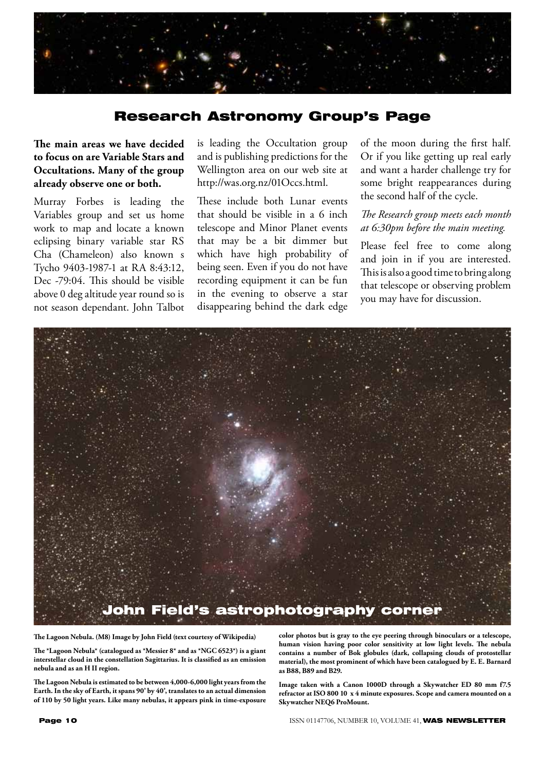# Research Astronomy Group's Page

**The main areas we have decided to focus on are Variable Stars and Occultations. Many of the group already observe one or both.**

Murray Forbes is leading the Variables group and set us home work to map and locate a known eclipsing binary variable star RS Cha (Chameleon) also known s Tycho 9403-1987-1 at RA 8:43:12, Dec -79:04. This should be visible above 0 deg altitude year round so is not season dependant. John Talbot is leading the Occultation group and is publishing predictions for the Wellington area on our web site at http://was.org.nz/01Occs.html.

These include both Lunar events that should be visible in a 6 inch telescope and Minor Planet events that may be a bit dimmer but which have high probability of being seen. Even if you do not have recording equipment it can be fun in the evening to observe a star disappearing behind the dark edge of the moon during the first half. Or if you like getting up real early and want a harder challenge try for some bright reappearances during the second half of the cycle.

*The Research group meets each month at 6:30pm before the main meeting.*

Please feel free to come along and join in if you are interested. This is also a good time to bring along that telescope or observing problem you may have for discussion.

## John Field's astrophotography corner

**The Lagoon Nebula. (M8) Image by John Field (text courtesy of Wikipedia)**

**The *Lagoon Nebula* (catalogued as *Messier 8* and as *NGC 6523*) is a giant interstellar cloud in the constellation Sagittarius. It is classified as an emission nebula and as an H II region.**

**The Lagoon Nebula is estimated to be between 4,000-6,000 light years from the Earth. In the sky of Earth, it spans 90' by 40', translates to an actual dimension of 110 by 50 light years. Like many nebulas, it appears pink in time-exposure color photos but is gray to the eye peering through binoculars or a telescope, human vision having poor color sensitivity at low light levels. The nebula contains a number of Bok globules (dark, collapsing clouds of protostellar material), the most prominent of which have been catalogued by E. E. Barnard as B88, B89 and B29.**

**Image taken with a Canon 1000D through a Skywatcher ED 80 mm f7.5 refractor at ISO 800 10 x 4 minute exposures. Scope and camera mounted on a Skywatcher NEQ6 ProMount.**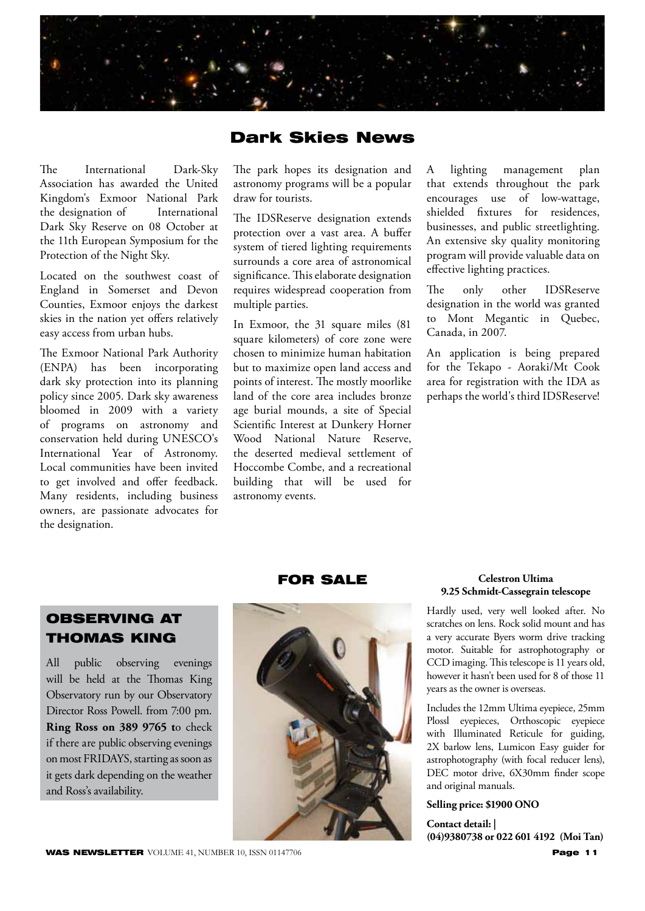## Dark Skies News

The International Dark-Sky Association has awarded the United Kingdom's Exmoor National Park the designation of International Dark Sky Reserve on 08 October at the 11th European Symposium for the Protection of the Night Sky.

Located on the southwest coast of England in Somerset and Devon Counties, Exmoor enjoys the darkest skies in the nation yet offers relatively easy access from urban hubs.

The Exmoor National Park Authority (ENPA) has been incorporating dark sky protection into its planning policy since 2005. Dark sky awareness bloomed in 2009 with a variety of programs on astronomy and conservation held during UNESCO's International Year of Astronomy. Local communities have been invited to get involved and offer feedback. Many residents, including business owners, are passionate advocates for the designation.

The park hopes its designation and astronomy programs will be a popular draw for tourists.

The IDSReserve designation extends protection over a vast area. A buffer system of tiered lighting requirements surrounds a core area of astronomical significance. This elaborate designation requires widespread cooperation from multiple parties.

In Exmoor, the 31 square miles (81 square kilometers) of core zone were chosen to minimize human habitation but to maximize open land access and points of interest. The mostly moorlike land of the core area includes bronze age burial mounds, a site of Special Scientific Interest at Dunkery Horner Wood National Nature Reserve, the deserted medieval settlement of Hoccombe Combe, and a recreational building that will be used for astronomy events.

A lighting management plan that extends throughout the park encourages use of low-wattage, shielded fixtures for residences, businesses, and public streetlighting. An extensive sky quality monitoring program will provide valuable data on effective lighting practices.

The only other IDSReserve designation in the world was granted to Mont Megantic in Quebec, Canada, in 2007.

An application is being prepared for the Tekapo - Aoraki/Mt Cook area for registration with the IDA as perhaps the world's third IDSReserve!

## OBSERVING AT THOMAS KING

All public observing evenings will be held at the Thomas King Observatory run by our Observatory Director Ross Powell. from 7:00 pm. **Ring Ross on 389 9765 t**o check if there are public observing evenings on most FRIDAYS, starting as soon as it gets dark depending on the weather and Ross's availability.

## FOR SALE

**Celestron Ultima 9.25 Schmidt-Cassegrain telescope**

Hardly used, very well looked after. No scratches on lens. Rock solid mount and has a very accurate Byers worm drive tracking motor. Suitable for astrophotography or CCD imaging. This telescope is 11 years old, however it hasn't been used for 8 of those 11 years as the owner is overseas.

Includes the 12mm Ultima eyepiece, 25mm Plossl eyepieces, Orthoscopic eyepiece with Illuminated Reticule for guiding, 2X barlow lens, Lumicon Easy guider for astrophotography (with focal reducer lens), DEC motor drive, 6X30mm finder scope and original manuals.

**Selling price: $1900 ONO**

**Contact detail: |**
**(04)9380738 or 022 601 4192 (Moi Tan)**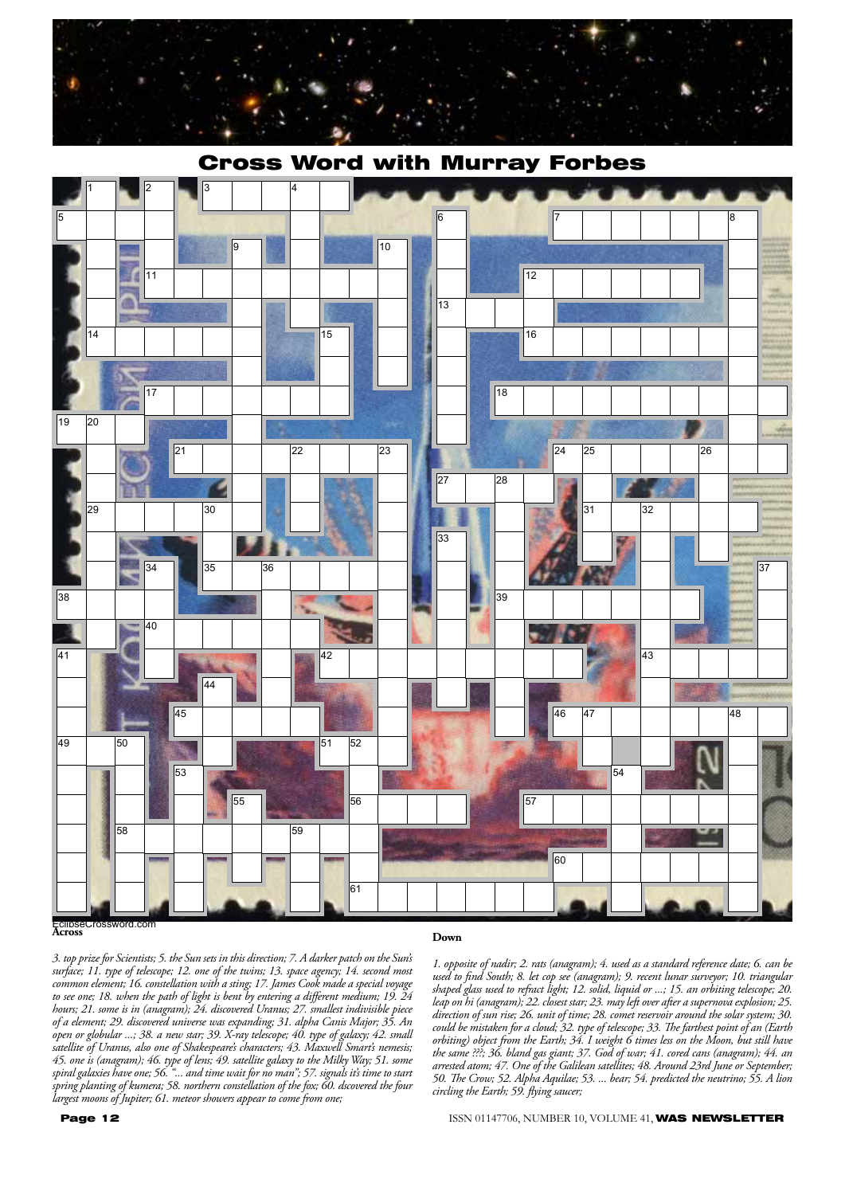# Cross Word with Murray Forbes

EclipseCrossword.com

**Across**

*3. top prize for Scientists; 5. the Sun sets in this direction; 7. A darker patch on the Sun's surface; 11. type of telescope; 12. one of the twins; 13. space agency; 14. second most common element; 16. constellation with a sting; 17. James Cook made a special voyage to see one; 18. when the path of light is bent by entering a different medium; 19. 24 hours; 21. some is in (anagram); 24. discovered Uranus; 27. smallest indivisible piece of a element; 29. discovered universe was expanding; 31. alpha Canis Major; 35. An open or globular ...; 38. a new star; 39. X-ray telescope; 40. type of galaxy; 42. small satellite of Uranus, also one of Shakespeare's characters; 43. Maxwell Smart's nemesis; 45. one is (anagram); 46. type of lens; 49. satellite galaxy to the Milky Way; 51. some spiral galaxies have one; 56. "... and time wait for no man"; 57. signals it's time to start spring planting of kumera; 58. northern constellation of the fox; 60. dscovered the four largest moons of Jupiter; 61. meteor showers appear to come from one;*

**Down**

*1. opposite of nadir; 2. rats (anagram); 4. used as a standard reference date; 6. can be used to find South; 8. let cop see (anagram); 9. recent lunar surveyor; 10. triangular shaped glass used to refract light; 12. solid, liquid or ...; 15. an orbiting telescope; 20. leap on hi (anagram); 22. closest star; 23. may left over after a supernova explosion; 25. direction of sun rise; 26. unit of time; 28. comet reservoir around the solar system; 30. could be mistaken for a cloud; 32. type of telescope; 33. The farthest point of an (Earth orbiting) object from the Earth; 34. I weight 6 times less on the Moon, but still have the same ???; 36. bland gas giant; 37. God of war; 41. cored cans (anagram); 44. an arrested atom; 47. One of the Galilean satellites; 48. Around 23rd June or September; 50. The Crow; 52. Alpha Aquilae; 53. ... bear; 54. predicted the neutrino; 55. A lion circling the Earth; 59. flying saucer;*